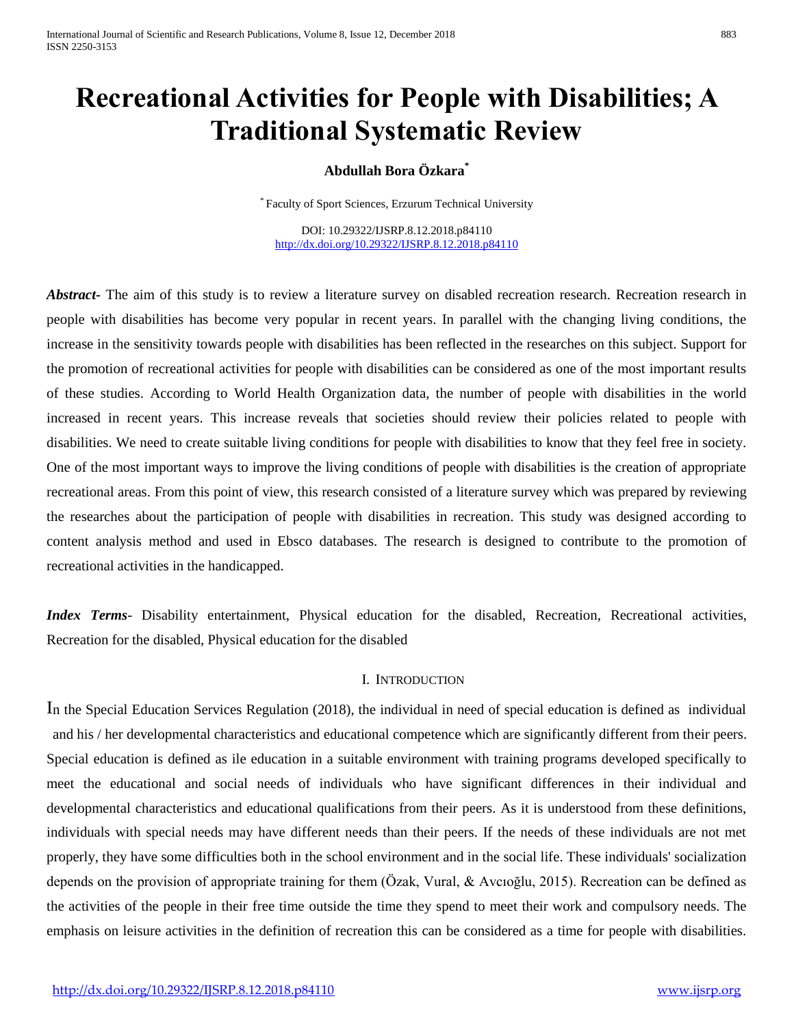# Recreational Activities for People with Disabilities; A Traditional Systematic Review

**Abdullah Bora Özkara***

* Faculty of Sport Sciences, Erzurum Technical University

DOI: 10.29322/IJSRP.8.12.2018.p84110
http://dx.doi.org/10.29322/IJSRP.8.12.2018.p84110

***Abstract***- The aim of this study is to review a literature survey on disabled recreation research. Recreation research in people with disabilities has become very popular in recent years. In parallel with the changing living conditions, the increase in the sensitivity towards people with disabilities has been reflected in the researches on this subject. Support for the promotion of recreational activities for people with disabilities can be considered as one of the most important results of these studies. According to World Health Organization data, the number of people with disabilities in the world increased in recent years. This increase reveals that societies should review their policies related to people with disabilities. We need to create suitable living conditions for people with disabilities to know that they feel free in society. One of the most important ways to improve the living conditions of people with disabilities is the creation of appropriate recreational areas. From this point of view, this research consisted of a literature survey which was prepared by reviewing the researches about the participation of people with disabilities in recreation. This study was designed according to content analysis method and used in Ebsco databases. The research is designed to contribute to the promotion of recreational activities in the handicapped.

***Index Terms***- Disability entertainment, Physical education for the disabled, Recreation, Recreational activities, Recreation for the disabled, Physical education for the disabled

## I. Introduction

In the Special Education Services Regulation (2018), the individual in need of special education is defined as individual and his / her developmental characteristics and educational competence which are significantly different from their peers. Special education is defined as ile education in a suitable environment with training programs developed specifically to meet the educational and social needs of individuals who have significant differences in their individual and developmental characteristics and educational qualifications from their peers. As it is understood from these definitions, individuals with special needs may have different needs than their peers. If the needs of these individuals are not met properly, they have some difficulties both in the school environment and in the social life. These individuals' socialization depends on the provision of appropriate training for them (Özak, Vural, & Avcıoğlu, 2015). Recreation can be defined as the activities of the people in their free time outside the time they spend to meet their work and compulsory needs. The emphasis on leisure activities in the definition of recreation this can be considered as a time for people with disabilities.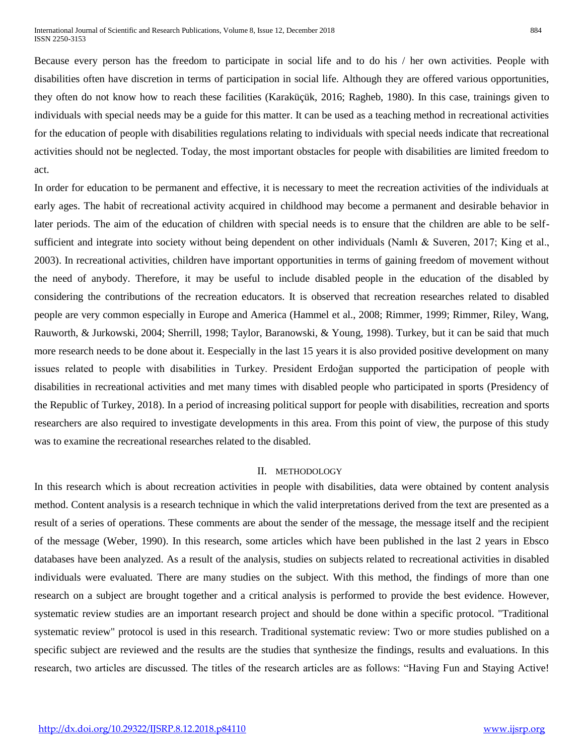Because every person has the freedom to participate in social life and to do his / her own activities. People with disabilities often have discretion in terms of participation in social life. Although they are offered various opportunities, they often do not know how to reach these facilities (Karaküçük, 2016; Ragheb, 1980). In this case, trainings given to individuals with special needs may be a guide for this matter. It can be used as a teaching method in recreational activities for the education of people with disabilities regulations relating to individuals with special needs indicate that recreational activities should not be neglected. Today, the most important obstacles for people with disabilities are limited freedom to act.

In order for education to be permanent and effective, it is necessary to meet the recreation activities of the individuals at early ages. The habit of recreational activity acquired in childhood may become a permanent and desirable behavior in later periods. The aim of the education of children with special needs is to ensure that the children are able to be self-sufficient and integrate into society without being dependent on other individuals (Namlı & Suveren, 2017; King et al., 2003). In recreational activities, children have important opportunities in terms of gaining freedom of movement without the need of anybody. Therefore, it may be useful to include disabled people in the education of the disabled by considering the contributions of the recreation educators. It is observed that recreation researches related to disabled people are very common especially in Europe and America (Hammel et al., 2008; Rimmer, 1999; Rimmer, Riley, Wang, Rauworth, & Jurkowski, 2004; Sherrill, 1998; Taylor, Baranowski, & Young, 1998). Turkey, but it can be said that much more research needs to be done about it. Eespecially in the last 15 years it is also provided positive development on many issues related to people with disabilities in Turkey. President Erdoğan supported the participation of people with disabilities in recreational activities and met many times with disabled people who participated in sports (Presidency of the Republic of Turkey, 2018). In a period of increasing political support for people with disabilities, recreation and sports researchers are also required to investigate developments in this area. From this point of view, the purpose of this study was to examine the recreational researches related to the disabled.

## II. METHODOLOGY

In this research which is about recreation activities in people with disabilities, data were obtained by content analysis method. Content analysis is a research technique in which the valid interpretations derived from the text are presented as a result of a series of operations. These comments are about the sender of the message, the message itself and the recipient of the message (Weber, 1990). In this research, some articles which have been published in the last 2 years in Ebsco databases have been analyzed. As a result of the analysis, studies on subjects related to recreational activities in disabled individuals were evaluated. There are many studies on the subject. With this method, the findings of more than one research on a subject are brought together and a critical analysis is performed to provide the best evidence. However, systematic review studies are an important research project and should be done within a specific protocol. "Traditional systematic review" protocol is used in this research. Traditional systematic review: Two or more studies published on a specific subject are reviewed and the results are the studies that synthesize the findings, results and evaluations. In this research, two articles are discussed. The titles of the research articles are as follows: "Having Fun and Staying Active!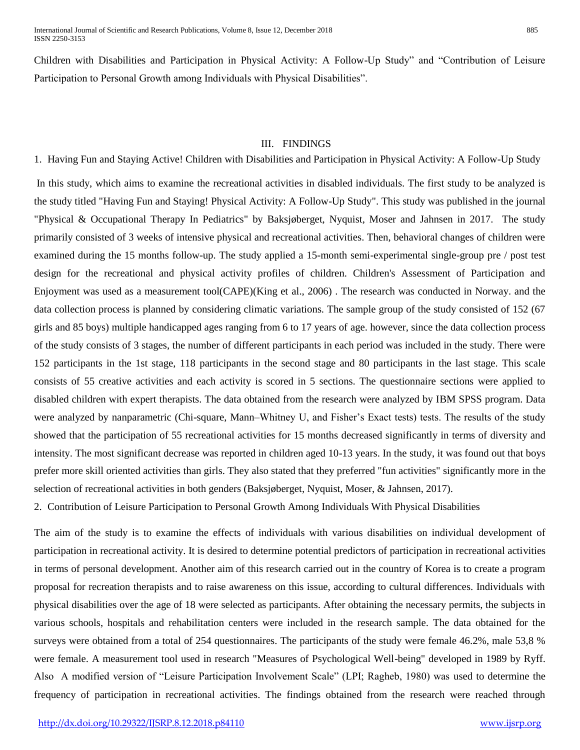Children with Disabilities and Participation in Physical Activity: A Follow-Up Study" and "Contribution of Leisure Participation to Personal Growth among Individuals with Physical Disabilities".

## III. FINDINGS

### 1. Having Fun and Staying Active! Children with Disabilities and Participation in Physical Activity: A Follow-Up Study

In this study, which aims to examine the recreational activities in disabled individuals. The first study to be analyzed is the study titled "Having Fun and Staying! Physical Activity: A Follow-Up Study". This study was published in the journal "Physical & Occupational Therapy In Pediatrics" by Baksjøberget, Nyquist, Moser and Jahnsen in 2017. The study primarily consisted of 3 weeks of intensive physical and recreational activities. Then, behavioral changes of children were examined during the 15 months follow-up. The study applied a 15-month semi-experimental single-group pre / post test design for the recreational and physical activity profiles of children. Children's Assessment of Participation and Enjoyment was used as a measurement tool(CAPE)(King et al., 2006) . The research was conducted in Norway. and the data collection process is planned by considering climatic variations. The sample group of the study consisted of 152 (67 girls and 85 boys) multiple handicapped ages ranging from 6 to 17 years of age. however, since the data collection process of the study consists of 3 stages, the number of different participants in each period was included in the study. There were 152 participants in the 1st stage, 118 participants in the second stage and 80 participants in the last stage. This scale consists of 55 creative activities and each activity is scored in 5 sections. The questionnaire sections were applied to disabled children with expert therapists. The data obtained from the research were analyzed by IBM SPSS program. Data were analyzed by nanparametric (Chi-square, Mann–Whitney U, and Fisher's Exact tests) tests. The results of the study showed that the participation of 55 recreational activities for 15 months decreased significantly in terms of diversity and intensity. The most significant decrease was reported in children aged 10-13 years. In the study, it was found out that boys prefer more skill oriented activities than girls. They also stated that they preferred "fun activities" significantly more in the selection of recreational activities in both genders (Baksjøberget, Nyquist, Moser, & Jahnsen, 2017).

### 2. Contribution of Leisure Participation to Personal Growth Among Individuals With Physical Disabilities

The aim of the study is to examine the effects of individuals with various disabilities on individual development of participation in recreational activity. It is desired to determine potential predictors of participation in recreational activities in terms of personal development. Another aim of this research carried out in the country of Korea is to create a program proposal for recreation therapists and to raise awareness on this issue, according to cultural differences. Individuals with physical disabilities over the age of 18 were selected as participants. After obtaining the necessary permits, the subjects in various schools, hospitals and rehabilitation centers were included in the research sample. The data obtained for the surveys were obtained from a total of 254 questionnaires. The participants of the study were female 46.2%, male 53,8 % were female. A measurement tool used in research "Measures of Psychological Well-being" developed in 1989 by Ryff. Also A modified version of "Leisure Participation Involvement Scale" (LPI; Ragheb, 1980) was used to determine the frequency of participation in recreational activities. The findings obtained from the research were reached through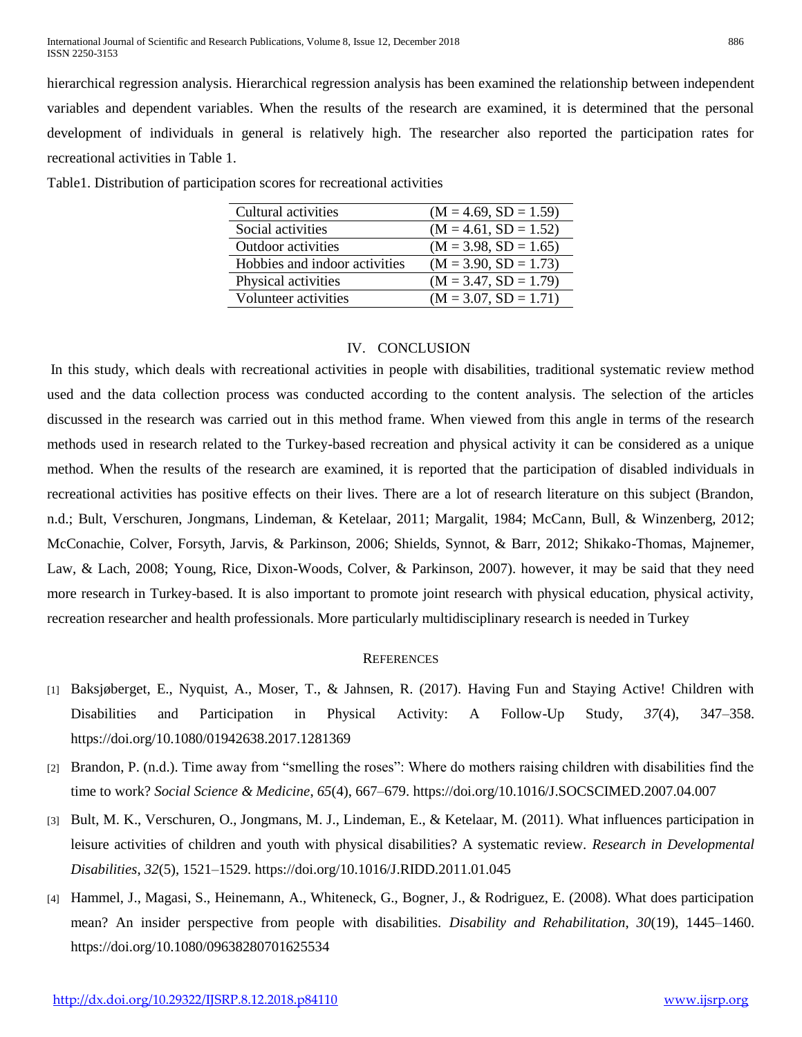hierarchical regression analysis. Hierarchical regression analysis has been examined the relationship between independent variables and dependent variables. When the results of the research are examined, it is determined that the personal development of individuals in general is relatively high. The researcher also reported the participation rates for recreational activities in Table 1.

Table1. Distribution of participation scores for recreational activities

| | |
|---|---|
| Cultural activities | (M = 4.69, SD = 1.59) |
| Social activities | (M = 4.61, SD = 1.52) |
| Outdoor activities | (M = 3.98, SD = 1.65) |
| Hobbies and indoor activities | (M = 3.90, SD = 1.73) |
| Physical activities | (M = 3.47, SD = 1.79) |
| Volunteer activities | (M = 3.07, SD = 1.71) |

## IV. CONCLUSION

In this study, which deals with recreational activities in people with disabilities, traditional systematic review method used and the data collection process was conducted according to the content analysis. The selection of the articles discussed in the research was carried out in this method frame. When viewed from this angle in terms of the research methods used in research related to the Turkey-based recreation and physical activity it can be considered as a unique method. When the results of the research are examined, it is reported that the participation of disabled individuals in recreational activities has positive effects on their lives. There are a lot of research literature on this subject (Brandon, n.d.; Bult, Verschuren, Jongmans, Lindeman, & Ketelaar, 2011; Margalit, 1984; McCann, Bull, & Winzenberg, 2012; McConachie, Colver, Forsyth, Jarvis, & Parkinson, 2006; Shields, Synnot, & Barr, 2012; Shikako-Thomas, Majnemer, Law, & Lach, 2008; Young, Rice, Dixon-Woods, Colver, & Parkinson, 2007). however, it may be said that they need more research in Turkey-based. It is also important to promote joint research with physical education, physical activity, recreation researcher and health professionals. More particularly multidisciplinary research is needed in Turkey

## REFERENCES

[1] Baksjøberget, E., Nyquist, A., Moser, T., & Jahnsen, R. (2017). Having Fun and Staying Active! Children with Disabilities and Participation in Physical Activity: A Follow-Up Study, *37*(4), 347–358. https://doi.org/10.1080/01942638.2017.1281369

[2] Brandon, P. (n.d.). Time away from "smelling the roses": Where do mothers raising children with disabilities find the time to work? *Social Science & Medicine*, *65*(4), 667–679. https://doi.org/10.1016/J.SOCSCIMED.2007.04.007

[3] Bult, M. K., Verschuren, O., Jongmans, M. J., Lindeman, E., & Ketelaar, M. (2011). What influences participation in leisure activities of children and youth with physical disabilities? A systematic review. *Research in Developmental Disabilities*, *32*(5), 1521–1529. https://doi.org/10.1016/J.RIDD.2011.01.045

[4] Hammel, J., Magasi, S., Heinemann, A., Whiteneck, G., Bogner, J., & Rodriguez, E. (2008). What does participation mean? An insider perspective from people with disabilities. *Disability and Rehabilitation*, *30*(19), 1445–1460. https://doi.org/10.1080/09638280701625534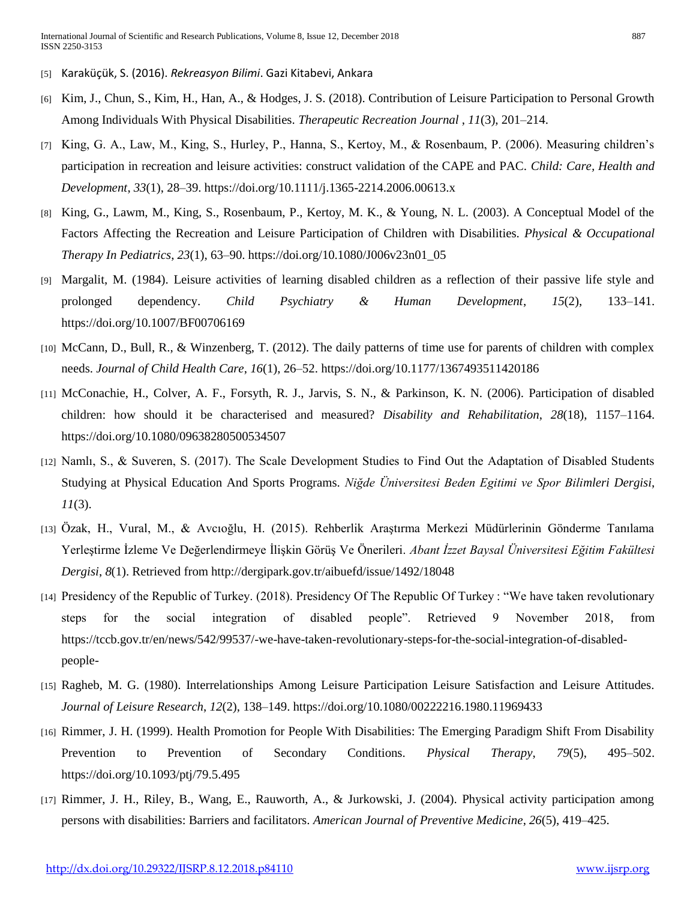[5] Karaküçük, S. (2016). *Rekreasyon Bilimi*. Gazi Kitabevi, Ankara

[6] Kim, J., Chun, S., Kim, H., Han, A., & Hodges, J. S. (2018). Contribution of Leisure Participation to Personal Growth Among Individuals With Physical Disabilities. *Therapeutic Recreation Journal* , *11*(3), 201–214.

[7] King, G. A., Law, M., King, S., Hurley, P., Hanna, S., Kertoy, M., & Rosenbaum, P. (2006). Measuring children's participation in recreation and leisure activities: construct validation of the CAPE and PAC. *Child: Care, Health and Development*, *33*(1), 28–39. https://doi.org/10.1111/j.1365-2214.2006.00613.x

[8] King, G., Lawm, M., King, S., Rosenbaum, P., Kertoy, M. K., & Young, N. L. (2003). A Conceptual Model of the Factors Affecting the Recreation and Leisure Participation of Children with Disabilities. *Physical & Occupational Therapy In Pediatrics*, *23*(1), 63–90. https://doi.org/10.1080/J006v23n01_05

[9] Margalit, M. (1984). Leisure activities of learning disabled children as a reflection of their passive life style and prolonged dependency. *Child Psychiatry & Human Development*, *15*(2), 133–141. https://doi.org/10.1007/BF00706169

[10] McCann, D., Bull, R., & Winzenberg, T. (2012). The daily patterns of time use for parents of children with complex needs. *Journal of Child Health Care*, *16*(1), 26–52. https://doi.org/10.1177/1367493511420186

[11] McConachie, H., Colver, A. F., Forsyth, R. J., Jarvis, S. N., & Parkinson, K. N. (2006). Participation of disabled children: how should it be characterised and measured? *Disability and Rehabilitation*, *28*(18), 1157–1164. https://doi.org/10.1080/09638280500534507

[12] Namlı, S., & Suveren, S. (2017). The Scale Development Studies to Find Out the Adaptation of Disabled Students Studying at Physical Education And Sports Programs. *Niğde Üniversitesi Beden Egitimi ve Spor Bilimleri Dergisi*, *11*(3).

[13] Özak, H., Vural, M., & Avcıoğlu, H. (2015). Rehberlik Araştırma Merkezi Müdürlerinin Gönderme Tanılama Yerleştirme İzleme Ve Değerlendirmeye İlişkin Görüş Ve Önerileri. *Abant İzzet Baysal Üniversitesi Eğitim Fakültesi Dergisi*, *8*(1). Retrieved from http://dergipark.gov.tr/aibuefd/issue/1492/18048

[14] Presidency of the Republic of Turkey. (2018). Presidency Of The Republic Of Turkey : "We have taken revolutionary steps for the social integration of disabled people". Retrieved 9 November 2018, from https://tccb.gov.tr/en/news/542/99537/-we-have-taken-revolutionary-steps-for-the-social-integration-of-disabled-people-

[15] Ragheb, M. G. (1980). Interrelationships Among Leisure Participation Leisure Satisfaction and Leisure Attitudes. *Journal of Leisure Research*, *12*(2), 138–149. https://doi.org/10.1080/00222216.1980.11969433

[16] Rimmer, J. H. (1999). Health Promotion for People With Disabilities: The Emerging Paradigm Shift From Disability Prevention to Prevention of Secondary Conditions. *Physical Therapy*, *79*(5), 495–502. https://doi.org/10.1093/ptj/79.5.495

[17] Rimmer, J. H., Riley, B., Wang, E., Rauworth, A., & Jurkowski, J. (2004). Physical activity participation among persons with disabilities: Barriers and facilitators. *American Journal of Preventive Medicine*, *26*(5), 419–425.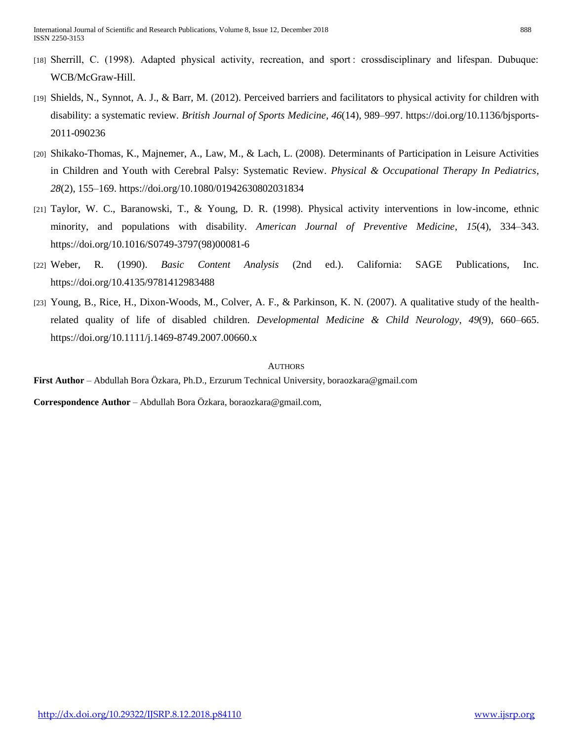[18] Sherrill, C. (1998). Adapted physical activity, recreation, and sport : crossdisciplinary and lifespan. Dubuque: WCB/McGraw-Hill.

[19] Shields, N., Synnot, A. J., & Barr, M. (2012). Perceived barriers and facilitators to physical activity for children with disability: a systematic review. *British Journal of Sports Medicine*, *46*(14), 989–997. https://doi.org/10.1136/bjsports-2011-090236

[20] Shikako-Thomas, K., Majnemer, A., Law, M., & Lach, L. (2008). Determinants of Participation in Leisure Activities in Children and Youth with Cerebral Palsy: Systematic Review. *Physical & Occupational Therapy In Pediatrics*, *28*(2), 155–169. https://doi.org/10.1080/01942630802031834

[21] Taylor, W. C., Baranowski, T., & Young, D. R. (1998). Physical activity interventions in low-income, ethnic minority, and populations with disability. *American Journal of Preventive Medicine*, *15*(4), 334–343. https://doi.org/10.1016/S0749-3797(98)00081-6

[22] Weber, R. (1990). *Basic Content Analysis* (2nd ed.). California: SAGE Publications, Inc. https://doi.org/10.4135/9781412983488

[23] Young, B., Rice, H., Dixon-Woods, M., Colver, A. F., & Parkinson, K. N. (2007). A qualitative study of the health-related quality of life of disabled children. *Developmental Medicine & Child Neurology*, *49*(9), 660–665. https://doi.org/10.1111/j.1469-8749.2007.00660.x

## Authors

**First Author** – Abdullah Bora Özkara, Ph.D., Erzurum Technical University, boraozkara@gmail.com

**Correspondence Author** – Abdullah Bora Özkara, boraozkara@gmail.com,